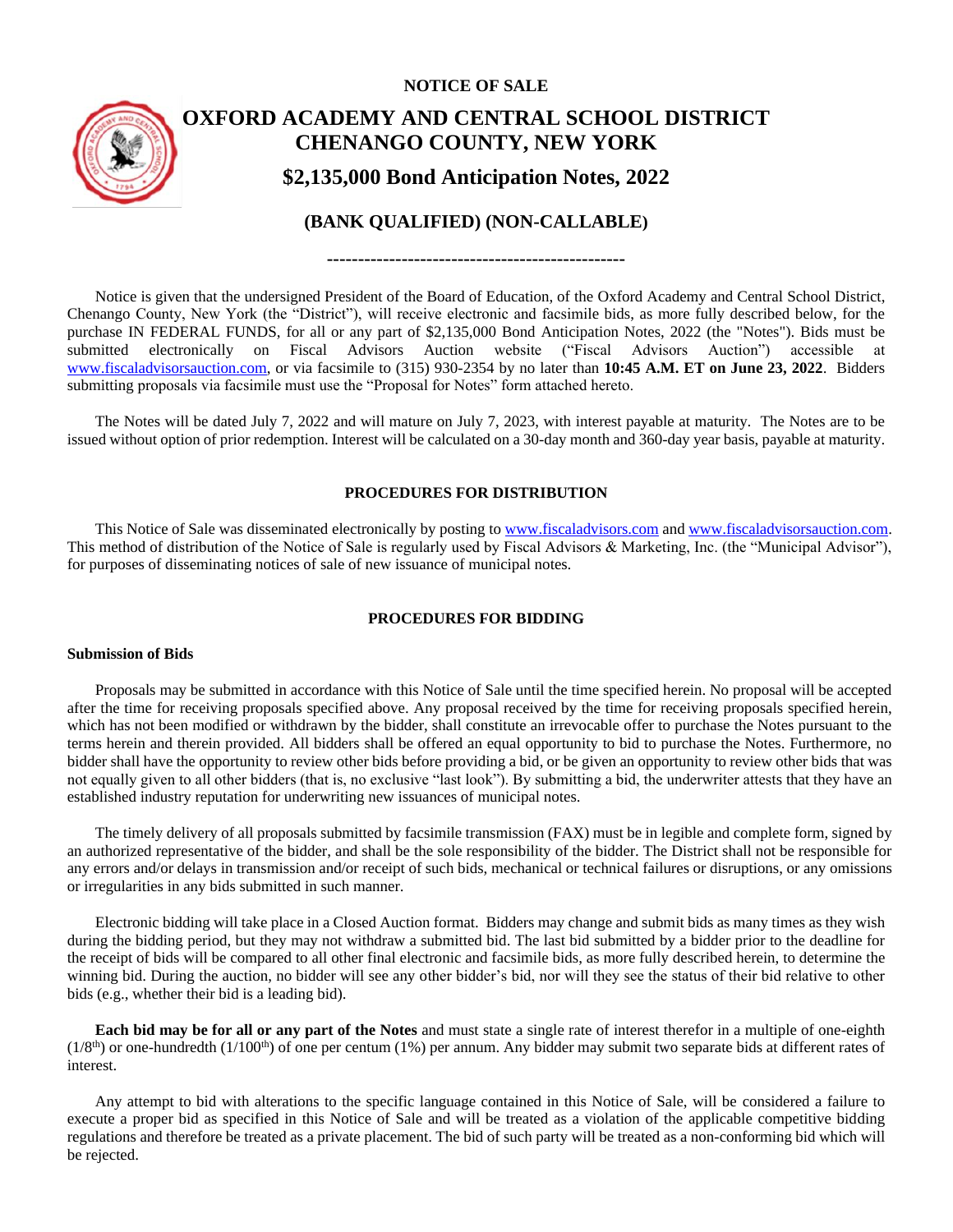**NOTICE OF SALE**

# OXFORD ACADEMY AND CENTRAL SCHOOL DISTRICT CHENANGO COUNTY, NEW YORK

## $2,135,000 Bond Anticipation Notes, 2022

### (BANK QUALIFIED) (NON-CALLABLE)

-----------------------------------------------

Notice is given that the undersigned President of the Board of Education, of the Oxford Academy and Central School District, Chenango County, New York (the "District"), will receive electronic and facsimile bids, as more fully described below, for the purchase IN FEDERAL FUNDS, for all or any part of $2,135,000 Bond Anticipation Notes, 2022 (the "Notes"). Bids must be submitted electronically on Fiscal Advisors Auction website ("Fiscal Advisors Auction") accessible at www.fiscaladvisorsauction.com, or via facsimile to (315) 930-2354 by no later than **10:45 A.M. ET on June 23, 2022**. Bidders submitting proposals via facsimile must use the "Proposal for Notes" form attached hereto.

The Notes will be dated July 7, 2022 and will mature on July 7, 2023, with interest payable at maturity. The Notes are to be issued without option of prior redemption. Interest will be calculated on a 30-day month and 360-day year basis, payable at maturity.

**PROCEDURES FOR DISTRIBUTION**

This Notice of Sale was disseminated electronically by posting to www.fiscaladvisors.com and www.fiscaladvisorsauction.com. This method of distribution of the Notice of Sale is regularly used by Fiscal Advisors & Marketing, Inc. (the "Municipal Advisor"), for purposes of disseminating notices of sale of new issuance of municipal notes.

**PROCEDURES FOR BIDDING**

**Submission of Bids**

Proposals may be submitted in accordance with this Notice of Sale until the time specified herein. No proposal will be accepted after the time for receiving proposals specified above. Any proposal received by the time for receiving proposals specified herein, which has not been modified or withdrawn by the bidder, shall constitute an irrevocable offer to purchase the Notes pursuant to the terms herein and therein provided. All bidders shall be offered an equal opportunity to bid to purchase the Notes. Furthermore, no bidder shall have the opportunity to review other bids before providing a bid, or be given an opportunity to review other bids that was not equally given to all other bidders (that is, no exclusive "last look"). By submitting a bid, the underwriter attests that they have an established industry reputation for underwriting new issuances of municipal notes.

The timely delivery of all proposals submitted by facsimile transmission (FAX) must be in legible and complete form, signed by an authorized representative of the bidder, and shall be the sole responsibility of the bidder. The District shall not be responsible for any errors and/or delays in transmission and/or receipt of such bids, mechanical or technical failures or disruptions, or any omissions or irregularities in any bids submitted in such manner.

Electronic bidding will take place in a Closed Auction format. Bidders may change and submit bids as many times as they wish during the bidding period, but they may not withdraw a submitted bid. The last bid submitted by a bidder prior to the deadline for the receipt of bids will be compared to all other final electronic and facsimile bids, as more fully described herein, to determine the winning bid. During the auction, no bidder will see any other bidder's bid, nor will they see the status of their bid relative to other bids (e.g., whether their bid is a leading bid).

**Each bid may be for all or any part of the Notes** and must state a single rate of interest therefor in a multiple of one-eighth ($1/8^{th}$) or one-hundredth ($1/100^{th}$) of one per centum (1%) per annum. Any bidder may submit two separate bids at different rates of interest.

Any attempt to bid with alterations to the specific language contained in this Notice of Sale, will be considered a failure to execute a proper bid as specified in this Notice of Sale and will be treated as a violation of the applicable competitive bidding regulations and therefore be treated as a private placement. The bid of such party will be treated as a non-conforming bid which will be rejected.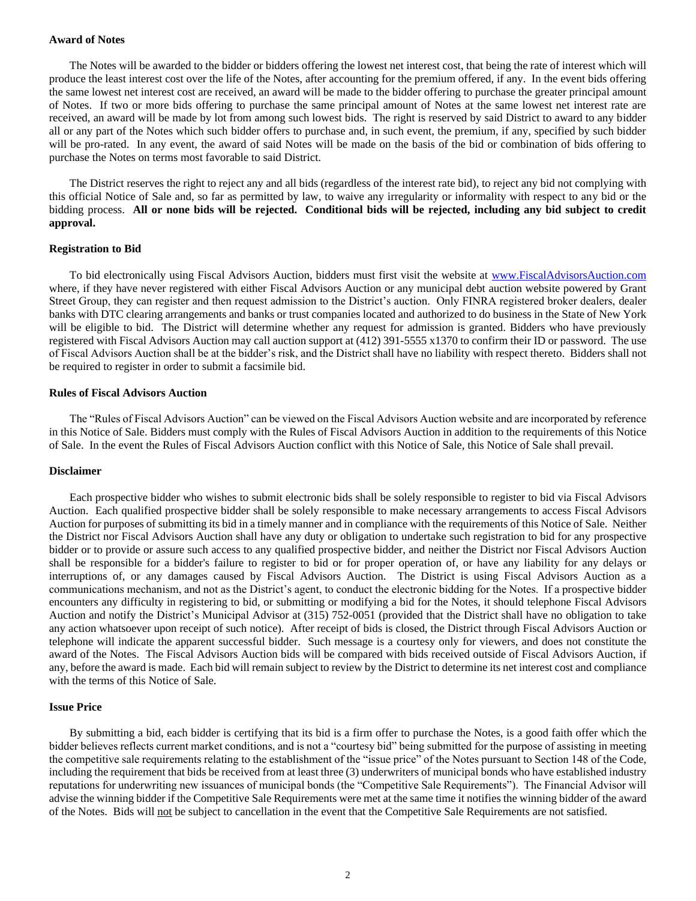**Award of Notes**

The Notes will be awarded to the bidder or bidders offering the lowest net interest cost, that being the rate of interest which will produce the least interest cost over the life of the Notes, after accounting for the premium offered, if any. In the event bids offering the same lowest net interest cost are received, an award will be made to the bidder offering to purchase the greater principal amount of Notes. If two or more bids offering to purchase the same principal amount of Notes at the same lowest net interest rate are received, an award will be made by lot from among such lowest bids. The right is reserved by said District to award to any bidder all or any part of the Notes which such bidder offers to purchase and, in such event, the premium, if any, specified by such bidder will be pro-rated. In any event, the award of said Notes will be made on the basis of the bid or combination of bids offering to purchase the Notes on terms most favorable to said District.

The District reserves the right to reject any and all bids (regardless of the interest rate bid), to reject any bid not complying with this official Notice of Sale and, so far as permitted by law, to waive any irregularity or informality with respect to any bid or the bidding process. **All or none bids will be rejected. Conditional bids will be rejected, including any bid subject to credit approval.**

**Registration to Bid**

To bid electronically using Fiscal Advisors Auction, bidders must first visit the website at www.FiscalAdvisorsAuction.com where, if they have never registered with either Fiscal Advisors Auction or any municipal debt auction website powered by Grant Street Group, they can register and then request admission to the District's auction. Only FINRA registered broker dealers, dealer banks with DTC clearing arrangements and banks or trust companies located and authorized to do business in the State of New York will be eligible to bid. The District will determine whether any request for admission is granted. Bidders who have previously registered with Fiscal Advisors Auction may call auction support at (412) 391-5555 x1370 to confirm their ID or password. The use of Fiscal Advisors Auction shall be at the bidder's risk, and the District shall have no liability with respect thereto. Bidders shall not be required to register in order to submit a facsimile bid.

**Rules of Fiscal Advisors Auction**

The "Rules of Fiscal Advisors Auction" can be viewed on the Fiscal Advisors Auction website and are incorporated by reference in this Notice of Sale. Bidders must comply with the Rules of Fiscal Advisors Auction in addition to the requirements of this Notice of Sale. In the event the Rules of Fiscal Advisors Auction conflict with this Notice of Sale, this Notice of Sale shall prevail.

**Disclaimer**

Each prospective bidder who wishes to submit electronic bids shall be solely responsible to register to bid via Fiscal Advisors Auction. Each qualified prospective bidder shall be solely responsible to make necessary arrangements to access Fiscal Advisors Auction for purposes of submitting its bid in a timely manner and in compliance with the requirements of this Notice of Sale. Neither the District nor Fiscal Advisors Auction shall have any duty or obligation to undertake such registration to bid for any prospective bidder or to provide or assure such access to any qualified prospective bidder, and neither the District nor Fiscal Advisors Auction shall be responsible for a bidder's failure to register to bid or for proper operation of, or have any liability for any delays or interruptions of, or any damages caused by Fiscal Advisors Auction. The District is using Fiscal Advisors Auction as a communications mechanism, and not as the District's agent, to conduct the electronic bidding for the Notes. If a prospective bidder encounters any difficulty in registering to bid, or submitting or modifying a bid for the Notes, it should telephone Fiscal Advisors Auction and notify the District's Municipal Advisor at (315) 752-0051 (provided that the District shall have no obligation to take any action whatsoever upon receipt of such notice). After receipt of bids is closed, the District through Fiscal Advisors Auction or telephone will indicate the apparent successful bidder. Such message is a courtesy only for viewers, and does not constitute the award of the Notes. The Fiscal Advisors Auction bids will be compared with bids received outside of Fiscal Advisors Auction, if any, before the award is made. Each bid will remain subject to review by the District to determine its net interest cost and compliance with the terms of this Notice of Sale.

**Issue Price**

By submitting a bid, each bidder is certifying that its bid is a firm offer to purchase the Notes, is a good faith offer which the bidder believes reflects current market conditions, and is not a "courtesy bid" being submitted for the purpose of assisting in meeting the competitive sale requirements relating to the establishment of the "issue price" of the Notes pursuant to Section 148 of the Code, including the requirement that bids be received from at least three (3) underwriters of municipal bonds who have established industry reputations for underwriting new issuances of municipal bonds (the "Competitive Sale Requirements"). The Financial Advisor will advise the winning bidder if the Competitive Sale Requirements were met at the same time it notifies the winning bidder of the award of the Notes. Bids will not be subject to cancellation in the event that the Competitive Sale Requirements are not satisfied.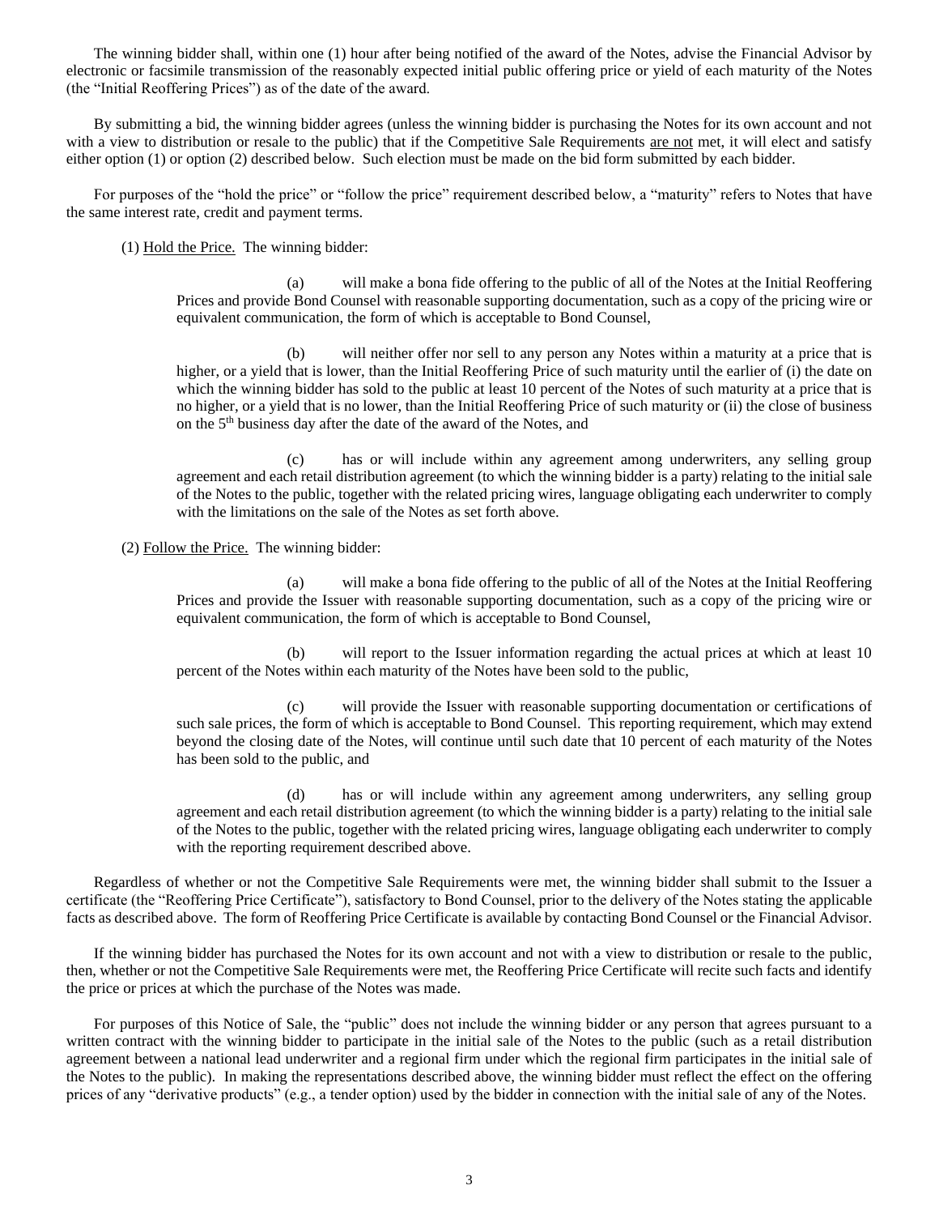The winning bidder shall, within one (1) hour after being notified of the award of the Notes, advise the Financial Advisor by electronic or facsimile transmission of the reasonably expected initial public offering price or yield of each maturity of the Notes (the "Initial Reoffering Prices") as of the date of the award.

By submitting a bid, the winning bidder agrees (unless the winning bidder is purchasing the Notes for its own account and not with a view to distribution or resale to the public) that if the Competitive Sale Requirements are not met, it will elect and satisfy either option (1) or option (2) described below. Such election must be made on the bid form submitted by each bidder.

For purposes of the "hold the price" or "follow the price" requirement described below, a "maturity" refers to Notes that have the same interest rate, credit and payment terms.

(1) Hold the Price. The winning bidder:

(a) will make a bona fide offering to the public of all of the Notes at the Initial Reoffering Prices and provide Bond Counsel with reasonable supporting documentation, such as a copy of the pricing wire or equivalent communication, the form of which is acceptable to Bond Counsel,

(b) will neither offer nor sell to any person any Notes within a maturity at a price that is higher, or a yield that is lower, than the Initial Reoffering Price of such maturity until the earlier of (i) the date on which the winning bidder has sold to the public at least 10 percent of the Notes of such maturity at a price that is no higher, or a yield that is no lower, than the Initial Reoffering Price of such maturity or (ii) the close of business on the 5th business day after the date of the award of the Notes, and

(c) has or will include within any agreement among underwriters, any selling group agreement and each retail distribution agreement (to which the winning bidder is a party) relating to the initial sale of the Notes to the public, together with the related pricing wires, language obligating each underwriter to comply with the limitations on the sale of the Notes as set forth above.

(2) Follow the Price. The winning bidder:

(a) will make a bona fide offering to the public of all of the Notes at the Initial Reoffering Prices and provide the Issuer with reasonable supporting documentation, such as a copy of the pricing wire or equivalent communication, the form of which is acceptable to Bond Counsel,

(b) will report to the Issuer information regarding the actual prices at which at least 10 percent of the Notes within each maturity of the Notes have been sold to the public,

(c) will provide the Issuer with reasonable supporting documentation or certifications of such sale prices, the form of which is acceptable to Bond Counsel. This reporting requirement, which may extend beyond the closing date of the Notes, will continue until such date that 10 percent of each maturity of the Notes has been sold to the public, and

(d) has or will include within any agreement among underwriters, any selling group agreement and each retail distribution agreement (to which the winning bidder is a party) relating to the initial sale of the Notes to the public, together with the related pricing wires, language obligating each underwriter to comply with the reporting requirement described above.

Regardless of whether or not the Competitive Sale Requirements were met, the winning bidder shall submit to the Issuer a certificate (the "Reoffering Price Certificate"), satisfactory to Bond Counsel, prior to the delivery of the Notes stating the applicable facts as described above. The form of Reoffering Price Certificate is available by contacting Bond Counsel or the Financial Advisor.

If the winning bidder has purchased the Notes for its own account and not with a view to distribution or resale to the public, then, whether or not the Competitive Sale Requirements were met, the Reoffering Price Certificate will recite such facts and identify the price or prices at which the purchase of the Notes was made.

For purposes of this Notice of Sale, the "public" does not include the winning bidder or any person that agrees pursuant to a written contract with the winning bidder to participate in the initial sale of the Notes to the public (such as a retail distribution agreement between a national lead underwriter and a regional firm under which the regional firm participates in the initial sale of the Notes to the public). In making the representations described above, the winning bidder must reflect the effect on the offering prices of any "derivative products" (e.g., a tender option) used by the bidder in connection with the initial sale of any of the Notes.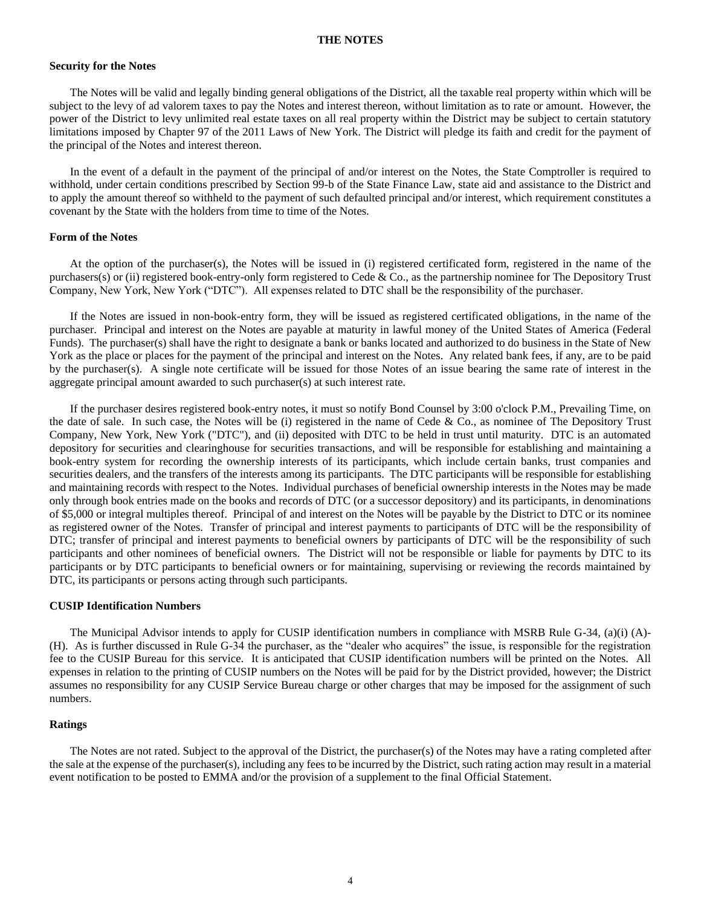## THE NOTES

### Security for the Notes

The Notes will be valid and legally binding general obligations of the District, all the taxable real property within which will be subject to the levy of ad valorem taxes to pay the Notes and interest thereon, without limitation as to rate or amount. However, the power of the District to levy unlimited real estate taxes on all real property within the District may be subject to certain statutory limitations imposed by Chapter 97 of the 2011 Laws of New York. The District will pledge its faith and credit for the payment of the principal of the Notes and interest thereon.

In the event of a default in the payment of the principal of and/or interest on the Notes, the State Comptroller is required to withhold, under certain conditions prescribed by Section 99-b of the State Finance Law, state aid and assistance to the District and to apply the amount thereof so withheld to the payment of such defaulted principal and/or interest, which requirement constitutes a covenant by the State with the holders from time to time of the Notes.

### Form of the Notes

At the option of the purchaser(s), the Notes will be issued in (i) registered certificated form, registered in the name of the purchasers(s) or (ii) registered book-entry-only form registered to Cede & Co., as the partnership nominee for The Depository Trust Company, New York, New York ("DTC"). All expenses related to DTC shall be the responsibility of the purchaser.

If the Notes are issued in non-book-entry form, they will be issued as registered certificated obligations, in the name of the purchaser. Principal and interest on the Notes are payable at maturity in lawful money of the United States of America (Federal Funds). The purchaser(s) shall have the right to designate a bank or banks located and authorized to do business in the State of New York as the place or places for the payment of the principal and interest on the Notes. Any related bank fees, if any, are to be paid by the purchaser(s). A single note certificate will be issued for those Notes of an issue bearing the same rate of interest in the aggregate principal amount awarded to such purchaser(s) at such interest rate.

If the purchaser desires registered book-entry notes, it must so notify Bond Counsel by 3:00 o'clock P.M., Prevailing Time, on the date of sale. In such case, the Notes will be (i) registered in the name of Cede & Co., as nominee of The Depository Trust Company, New York, New York ("DTC"), and (ii) deposited with DTC to be held in trust until maturity. DTC is an automated depository for securities and clearinghouse for securities transactions, and will be responsible for establishing and maintaining a book-entry system for recording the ownership interests of its participants, which include certain banks, trust companies and securities dealers, and the transfers of the interests among its participants. The DTC participants will be responsible for establishing and maintaining records with respect to the Notes. Individual purchases of beneficial ownership interests in the Notes may be made only through book entries made on the books and records of DTC (or a successor depository) and its participants, in denominations of $5,000 or integral multiples thereof. Principal of and interest on the Notes will be payable by the District to DTC or its nominee as registered owner of the Notes. Transfer of principal and interest payments to participants of DTC will be the responsibility of DTC; transfer of principal and interest payments to beneficial owners by participants of DTC will be the responsibility of such participants and other nominees of beneficial owners. The District will not be responsible or liable for payments by DTC to its participants or by DTC participants to beneficial owners or for maintaining, supervising or reviewing the records maintained by DTC, its participants or persons acting through such participants.

### CUSIP Identification Numbers

The Municipal Advisor intends to apply for CUSIP identification numbers in compliance with MSRB Rule G-34, (a)(i) (A)-(H). As is further discussed in Rule G-34 the purchaser, as the "dealer who acquires" the issue, is responsible for the registration fee to the CUSIP Bureau for this service. It is anticipated that CUSIP identification numbers will be printed on the Notes. All expenses in relation to the printing of CUSIP numbers on the Notes will be paid for by the District provided, however; the District assumes no responsibility for any CUSIP Service Bureau charge or other charges that may be imposed for the assignment of such numbers.

### Ratings

The Notes are not rated. Subject to the approval of the District, the purchaser(s) of the Notes may have a rating completed after the sale at the expense of the purchaser(s), including any fees to be incurred by the District, such rating action may result in a material event notification to be posted to EMMA and/or the provision of a supplement to the final Official Statement.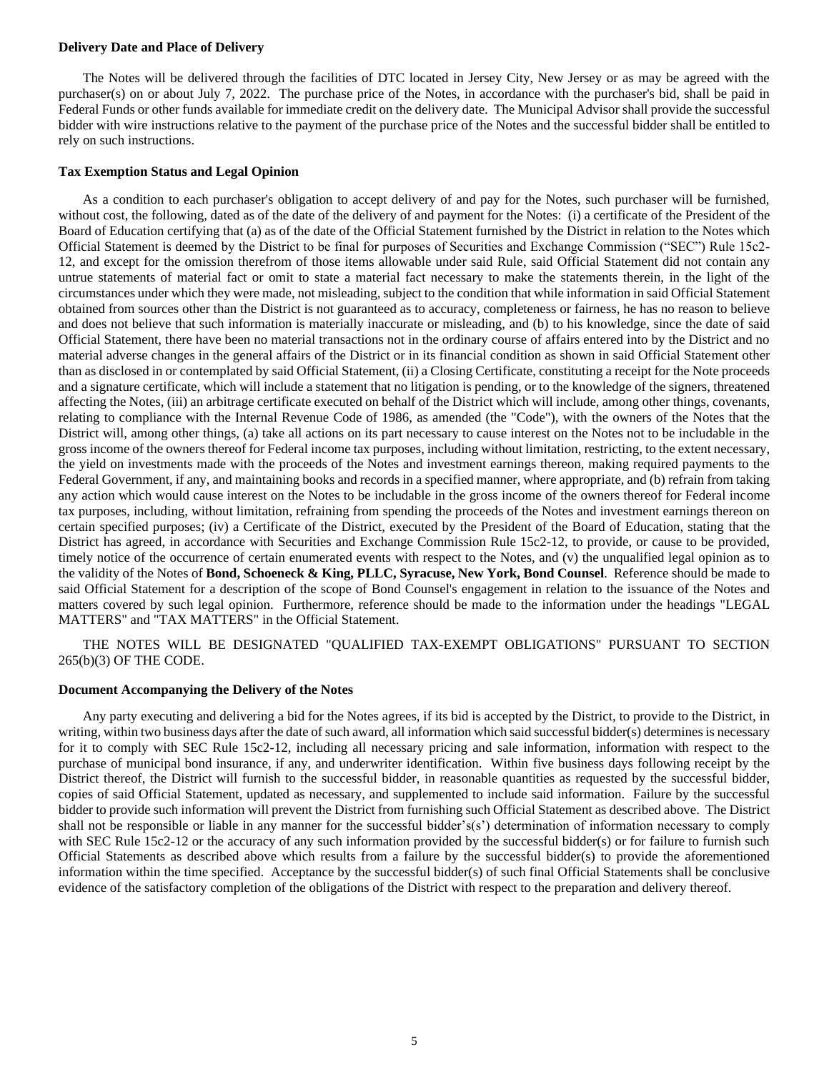**Delivery Date and Place of Delivery**

The Notes will be delivered through the facilities of DTC located in Jersey City, New Jersey or as may be agreed with the purchaser(s) on or about July 7, 2022. The purchase price of the Notes, in accordance with the purchaser's bid, shall be paid in Federal Funds or other funds available for immediate credit on the delivery date. The Municipal Advisor shall provide the successful bidder with wire instructions relative to the payment of the purchase price of the Notes and the successful bidder shall be entitled to rely on such instructions.

**Tax Exemption Status and Legal Opinion**

As a condition to each purchaser's obligation to accept delivery of and pay for the Notes, such purchaser will be furnished, without cost, the following, dated as of the date of the delivery of and payment for the Notes: (i) a certificate of the President of the Board of Education certifying that (a) as of the date of the Official Statement furnished by the District in relation to the Notes which Official Statement is deemed by the District to be final for purposes of Securities and Exchange Commission ("SEC") Rule 15c2-12, and except for the omission therefrom of those items allowable under said Rule, said Official Statement did not contain any untrue statements of material fact or omit to state a material fact necessary to make the statements therein, in the light of the circumstances under which they were made, not misleading, subject to the condition that while information in said Official Statement obtained from sources other than the District is not guaranteed as to accuracy, completeness or fairness, he has no reason to believe and does not believe that such information is materially inaccurate or misleading, and (b) to his knowledge, since the date of said Official Statement, there have been no material transactions not in the ordinary course of affairs entered into by the District and no material adverse changes in the general affairs of the District or in its financial condition as shown in said Official Statement other than as disclosed in or contemplated by said Official Statement, (ii) a Closing Certificate, constituting a receipt for the Note proceeds and a signature certificate, which will include a statement that no litigation is pending, or to the knowledge of the signers, threatened affecting the Notes, (iii) an arbitrage certificate executed on behalf of the District which will include, among other things, covenants, relating to compliance with the Internal Revenue Code of 1986, as amended (the "Code"), with the owners of the Notes that the District will, among other things, (a) take all actions on its part necessary to cause interest on the Notes not to be includable in the gross income of the owners thereof for Federal income tax purposes, including without limitation, restricting, to the extent necessary, the yield on investments made with the proceeds of the Notes and investment earnings thereon, making required payments to the Federal Government, if any, and maintaining books and records in a specified manner, where appropriate, and (b) refrain from taking any action which would cause interest on the Notes to be includable in the gross income of the owners thereof for Federal income tax purposes, including, without limitation, refraining from spending the proceeds of the Notes and investment earnings thereon on certain specified purposes; (iv) a Certificate of the District, executed by the President of the Board of Education, stating that the District has agreed, in accordance with Securities and Exchange Commission Rule 15c2-12, to provide, or cause to be provided, timely notice of the occurrence of certain enumerated events with respect to the Notes, and (v) the unqualified legal opinion as to the validity of the Notes of **Bond, Schoeneck & King, PLLC, Syracuse, New York, Bond Counsel**. Reference should be made to said Official Statement for a description of the scope of Bond Counsel's engagement in relation to the issuance of the Notes and matters covered by such legal opinion. Furthermore, reference should be made to the information under the headings "LEGAL MATTERS" and "TAX MATTERS" in the Official Statement.

THE NOTES WILL BE DESIGNATED "QUALIFIED TAX-EXEMPT OBLIGATIONS" PURSUANT TO SECTION 265(b)(3) OF THE CODE.

**Document Accompanying the Delivery of the Notes**

Any party executing and delivering a bid for the Notes agrees, if its bid is accepted by the District, to provide to the District, in writing, within two business days after the date of such award, all information which said successful bidder(s) determines is necessary for it to comply with SEC Rule 15c2-12, including all necessary pricing and sale information, information with respect to the purchase of municipal bond insurance, if any, and underwriter identification. Within five business days following receipt by the District thereof, the District will furnish to the successful bidder, in reasonable quantities as requested by the successful bidder, copies of said Official Statement, updated as necessary, and supplemented to include said information. Failure by the successful bidder to provide such information will prevent the District from furnishing such Official Statement as described above. The District shall not be responsible or liable in any manner for the successful bidder's(s') determination of information necessary to comply with SEC Rule 15c2-12 or the accuracy of any such information provided by the successful bidder(s) or for failure to furnish such Official Statements as described above which results from a failure by the successful bidder(s) to provide the aforementioned information within the time specified. Acceptance by the successful bidder(s) of such final Official Statements shall be conclusive evidence of the satisfactory completion of the obligations of the District with respect to the preparation and delivery thereof.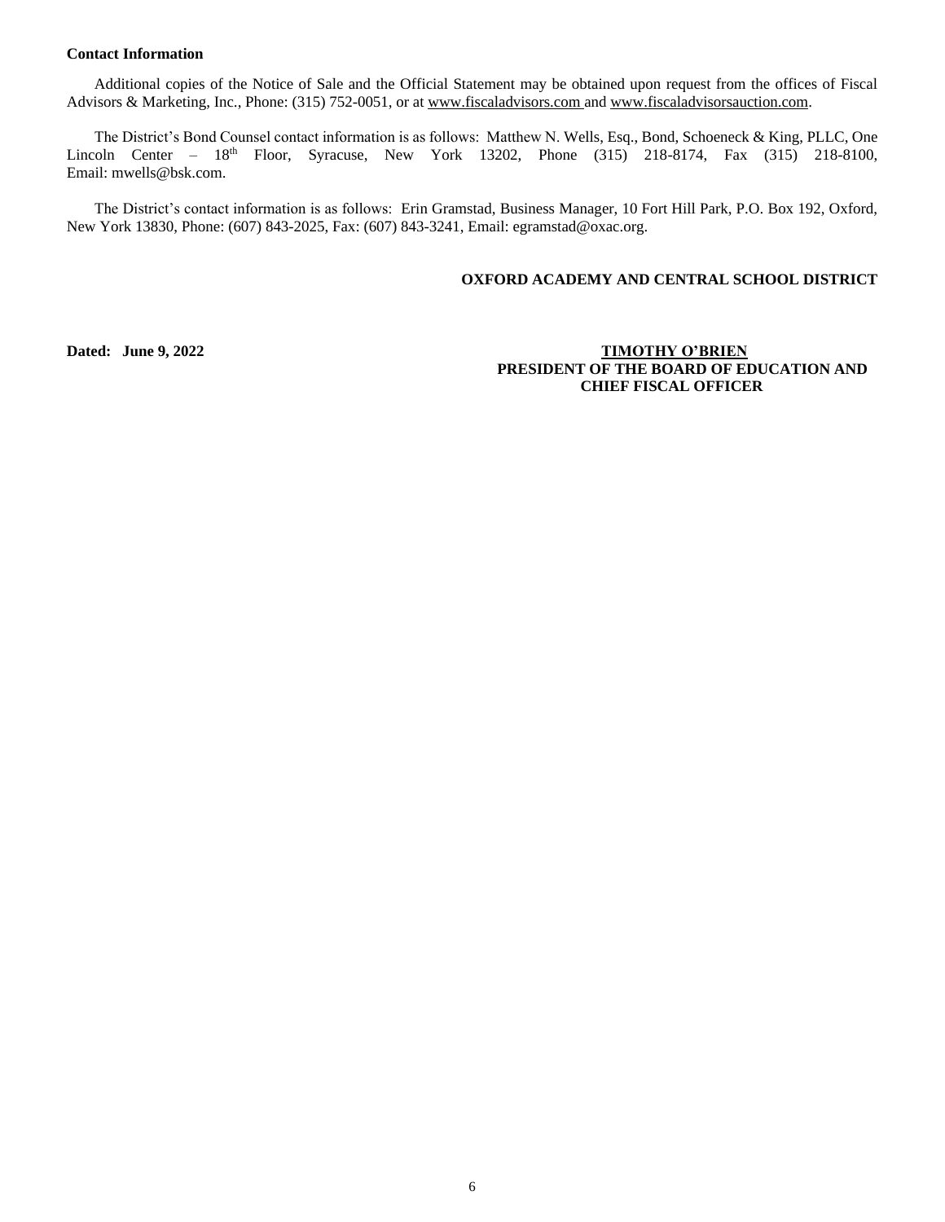**Contact Information**

Additional copies of the Notice of Sale and the Official Statement may be obtained upon request from the offices of Fiscal Advisors & Marketing, Inc., Phone: (315) 752-0051, or at www.fiscaladvisors.com and www.fiscaladvisorsauction.com.

The District's Bond Counsel contact information is as follows: Matthew N. Wells, Esq., Bond, Schoeneck & King, PLLC, One Lincoln Center – 18th Floor, Syracuse, New York 13202, Phone (315) 218-8174, Fax (315) 218-8100, Email: mwells@bsk.com.

The District's contact information is as follows: Erin Gramstad, Business Manager, 10 Fort Hill Park, P.O. Box 192, Oxford, New York 13830, Phone: (607) 843-2025, Fax: (607) 843-3241, Email: egramstad@oxac.org.

**OXFORD ACADEMY AND CENTRAL SCHOOL DISTRICT**

**Dated: June 9, 2022**

**TIMOTHY O'BRIEN**
**PRESIDENT OF THE BOARD OF EDUCATION AND CHIEF FISCAL OFFICER**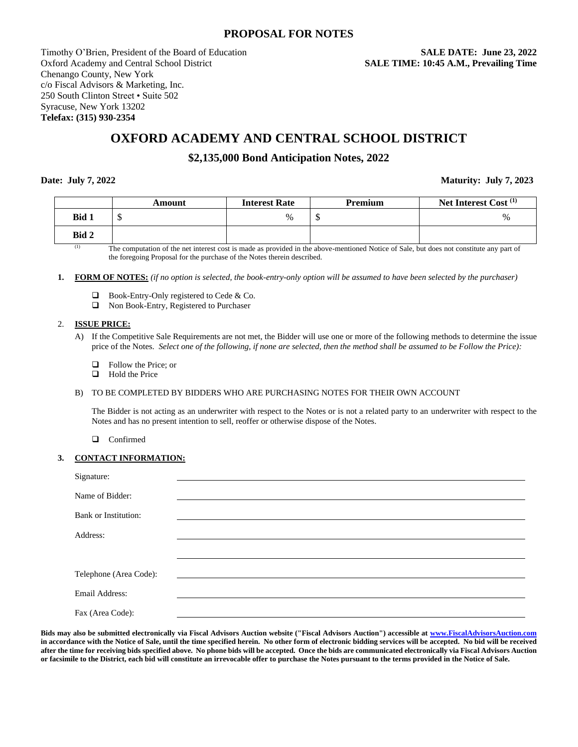## PROPOSAL FOR NOTES

Timothy O'Brien, President of the Board of Education
Oxford Academy and Central School District
Chenango County, New York
c/o Fiscal Advisors & Marketing, Inc.
250 South Clinton Street • Suite 502
Syracuse, New York 13202
**Telefax: (315) 930-2354**

**SALE DATE: June 23, 2022**
**SALE TIME: 10:45 A.M., Prevailing Time**

# OXFORD ACADEMY AND CENTRAL SCHOOL DISTRICT

## $2,135,000 Bond Anticipation Notes, 2022

**Date: July 7, 2022** **Maturity: July 7, 2023**

| | Amount | Interest Rate | Premium | Net Interest Cost [1] |
|---|---|---|---|---|
| **Bid 1** | $ | % | $ | % |
| **Bid 2** | | | | |

[1] The computation of the net interest cost is made as provided in the above-mentioned Notice of Sale, but does not constitute any part of the foregoing Proposal for the purchase of the Notes therein described.

**1. FORM OF NOTES:** *(if no option is selected, the book-entry-only option will be assumed to have been selected by the purchaser)*

- ❑ Book-Entry-Only registered to Cede & Co.
- ❑ Non Book-Entry, Registered to Purchaser

2. **ISSUE PRICE:**

A) If the Competitive Sale Requirements are not met, the Bidder will use one or more of the following methods to determine the issue price of the Notes. *Select one of the following, if none are selected, then the method shall be assumed to be Follow the Price):*

- ❑ Follow the Price; or
- ❑ Hold the Price

B) TO BE COMPLETED BY BIDDERS WHO ARE PURCHASING NOTES FOR THEIR OWN ACCOUNT

The Bidder is not acting as an underwriter with respect to the Notes or is not a related party to an underwriter with respect to the Notes and has no present intention to sell, reoffer or otherwise dispose of the Notes.

- ❑ Confirmed

**3. CONTACT INFORMATION:**

Signature: \_\_\_\_\_\_\_\_\_\_\_\_\_\_\_\_\_\_\_\_

Name of Bidder: \_\_\_\_\_\_\_\_\_\_\_\_\_\_\_\_\_\_\_\_

Bank or Institution: \_\_\_\_\_\_\_\_\_\_\_\_\_\_\_\_\_\_\_\_

Address: \_\_\_\_\_\_\_\_\_\_\_\_\_\_\_\_\_\_\_\_

\_\_\_\_\_\_\_\_\_\_\_\_\_\_\_\_\_\_\_\_

Telephone (Area Code): \_\_\_\_\_\_\_\_\_\_\_\_\_\_\_\_\_\_\_\_

Email Address: \_\_\_\_\_\_\_\_\_\_\_\_\_\_\_\_\_\_\_\_

Fax (Area Code): \_\_\_\_\_\_\_\_\_\_\_\_\_\_\_\_\_\_\_\_

**Bids may also be submitted electronically via Fiscal Advisors Auction website ("Fiscal Advisors Auction") accessible at www.FiscalAdvisorsAuction.com in accordance with the Notice of Sale, until the time specified herein. No other form of electronic bidding services will be accepted. No bid will be received after the time for receiving bids specified above. No phone bids will be accepted. Once the bids are communicated electronically via Fiscal Advisors Auction or facsimile to the District, each bid will constitute an irrevocable offer to purchase the Notes pursuant to the terms provided in the Notice of Sale.**